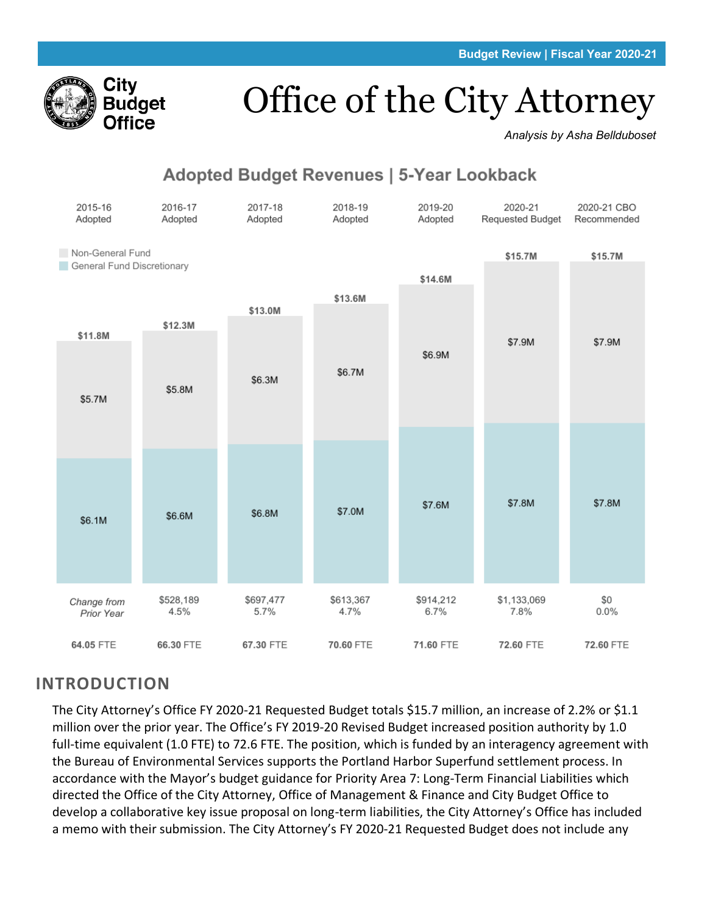Budget Review | Fiscal Year 2020-21

City Budget Office

# Office of the City Attorney

*Analysis by Asha Bellduboset*

## Adopted Budget Revenues | 5-Year Lookback

| | 2015-16 Adopted | 2016-17 Adopted | 2017-18 Adopted | 2018-19 Adopted | 2019-20 Adopted | 2020-21 Requested Budget | 2020-21 CBO Recommended |
|---|---|---|---|---|---|---|---|
| Total | $11.8M | $12.3M | $13.0M | $13.6M | $14.6M | $15.7M | $15.7M |
| Non-General Fund | $5.7M | $5.8M | $6.3M | $6.7M | $6.9M | $7.9M | $7.9M |
| General Fund Discretionary | $6.1M | $6.6M | $6.8M | $7.0M | $7.6M | $7.8M | $7.8M |
| *Change from Prior Year* | | $528,189 4.5% | $697,477 5.7% | $613,367 4.7% | $914,212 6.7% | $1,133,069 7.8% | $0 0.0% |
| FTE | 64.05 FTE | 66.30 FTE | 67.30 FTE | 70.60 FTE | 71.60 FTE | 72.60 FTE | 72.60 FTE |

## INTRODUCTION

The City Attorney's Office FY 2020-21 Requested Budget totals $15.7 million, an increase of 2.2% or $1.1 million over the prior year. The Office's FY 2019-20 Revised Budget increased position authority by 1.0 full-time equivalent (1.0 FTE) to 72.6 FTE. The position, which is funded by an interagency agreement with the Bureau of Environmental Services supports the Portland Harbor Superfund settlement process. In accordance with the Mayor's budget guidance for Priority Area 7: Long-Term Financial Liabilities which directed the Office of the City Attorney, Office of Management & Finance and City Budget Office to develop a collaborative key issue proposal on long-term liabilities, the City Attorney's Office has included a memo with their submission. The City Attorney's FY 2020-21 Requested Budget does not include any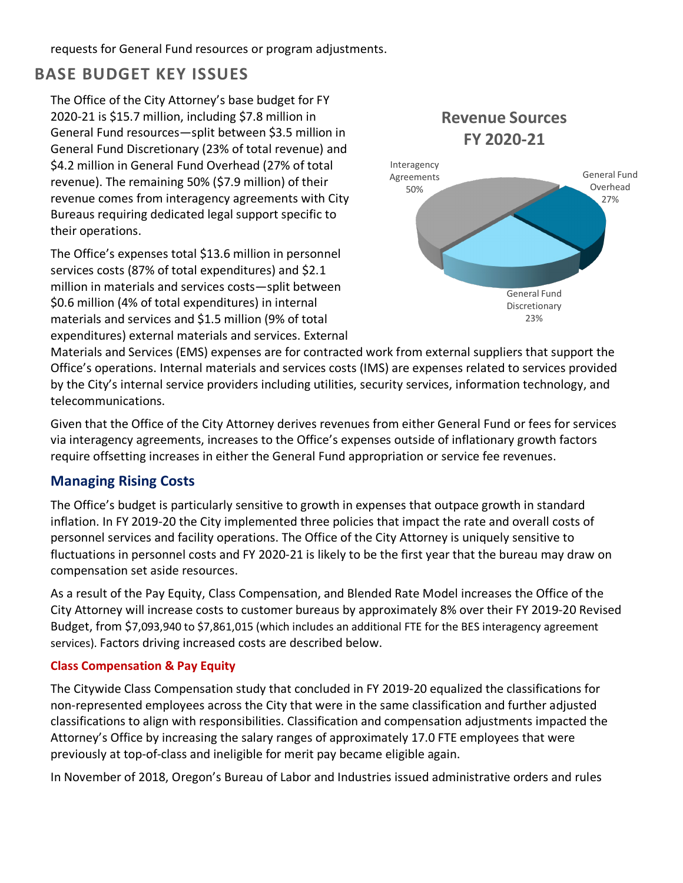requests for General Fund resources or program adjustments.

## BASE BUDGET KEY ISSUES

The Office of the City Attorney's base budget for FY 2020-21 is $15.7 million, including $7.8 million in General Fund resources—split between $3.5 million in General Fund Discretionary (23% of total revenue) and $4.2 million in General Fund Overhead (27% of total revenue). The remaining 50% ($7.9 million) of their revenue comes from interagency agreements with City Bureaus requiring dedicated legal support specific to their operations.

**Revenue Sources FY 2020-21**

Interagency Agreements 50%

General Fund Overhead 27%

General Fund Discretionary 23%

The Office's expenses total $13.6 million in personnel services costs (87% of total expenditures) and $2.1 million in materials and services costs—split between $0.6 million (4% of total expenditures) in internal materials and services and $1.5 million (9% of total expenditures) external materials and services. External Materials and Services (EMS) expenses are for contracted work from external suppliers that support the Office's operations. Internal materials and services costs (IMS) are expenses related to services provided by the City's internal service providers including utilities, security services, information technology, and telecommunications.

Given that the Office of the City Attorney derives revenues from either General Fund or fees for services via interagency agreements, increases to the Office's expenses outside of inflationary growth factors require offsetting increases in either the General Fund appropriation or service fee revenues.

### Managing Rising Costs

The Office's budget is particularly sensitive to growth in expenses that outpace growth in standard inflation. In FY 2019-20 the City implemented three policies that impact the rate and overall costs of personnel services and facility operations. The Office of the City Attorney is uniquely sensitive to fluctuations in personnel costs and FY 2020-21 is likely to be the first year that the bureau may draw on compensation set aside resources.

As a result of the Pay Equity, Class Compensation, and Blended Rate Model increases the Office of the City Attorney will increase costs to customer bureaus by approximately 8% over their FY 2019-20 Revised Budget, from $7,093,940 to $7,861,015 (which includes an additional FTE for the BES interagency agreement services). Factors driving increased costs are described below.

#### Class Compensation & Pay Equity

The Citywide Class Compensation study that concluded in FY 2019-20 equalized the classifications for non-represented employees across the City that were in the same classification and further adjusted classifications to align with responsibilities. Classification and compensation adjustments impacted the Attorney's Office by increasing the salary ranges of approximately 17.0 FTE employees that were previously at top-of-class and ineligible for merit pay became eligible again.

In November of 2018, Oregon's Bureau of Labor and Industries issued administrative orders and rules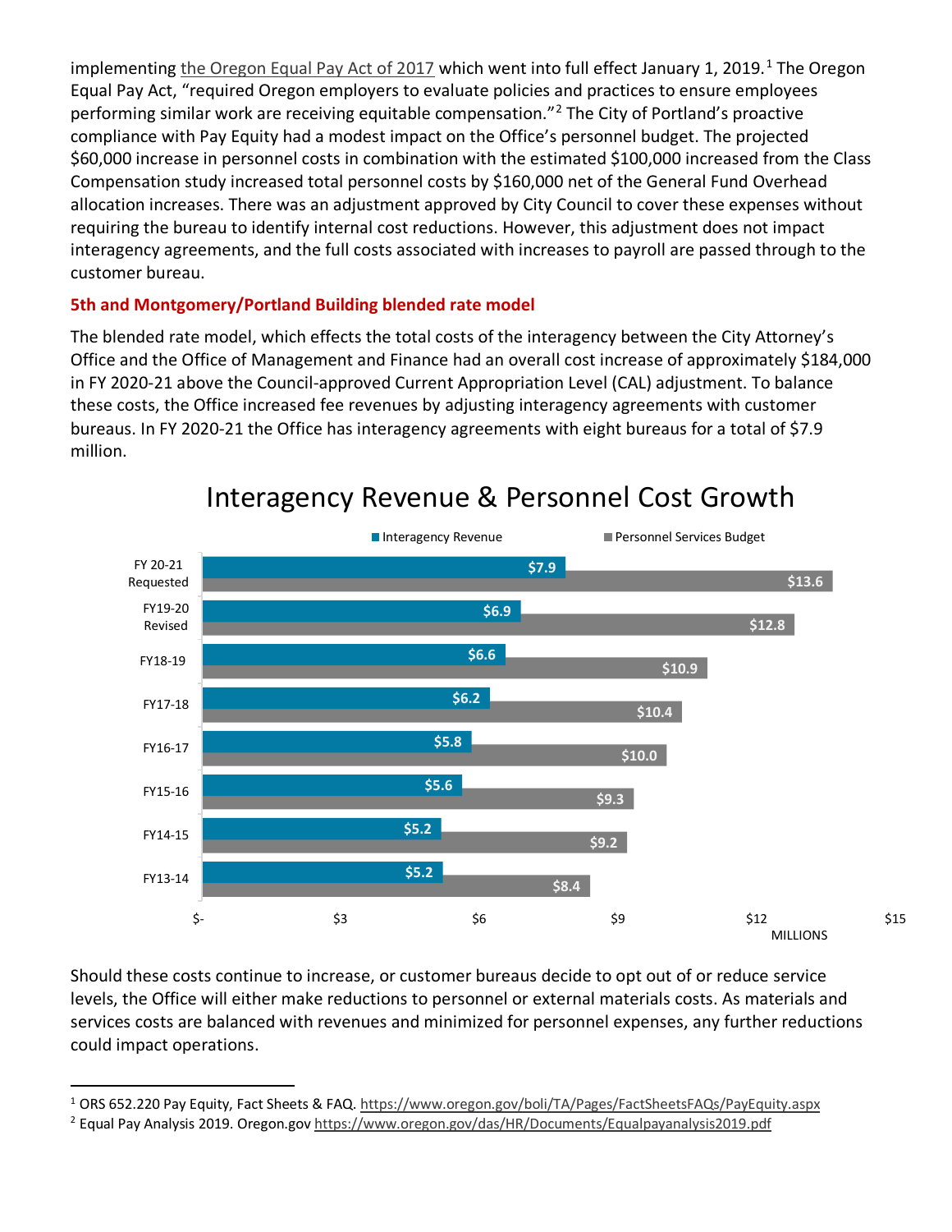implementing the Oregon Equal Pay Act of 2017 which went into full effect January 1, 2019.[1] The Oregon Equal Pay Act, "required Oregon employers to evaluate policies and practices to ensure employees performing similar work are receiving equitable compensation."[2] The City of Portland's proactive compliance with Pay Equity had a modest impact on the Office's personnel budget. The projected $60,000 increase in personnel costs in combination with the estimated $100,000 increased from the Class Compensation study increased total personnel costs by $160,000 net of the General Fund Overhead allocation increases. There was an adjustment approved by City Council to cover these expenses without requiring the bureau to identify internal cost reductions. However, this adjustment does not impact interagency agreements, and the full costs associated with increases to payroll are passed through to the customer bureau.

### 5th and Montgomery/Portland Building blended rate model

The blended rate model, which effects the total costs of the interagency between the City Attorney's Office and the Office of Management and Finance had an overall cost increase of approximately $184,000 in FY 2020-21 above the Council-approved Current Appropriation Level (CAL) adjustment. To balance these costs, the Office increased fee revenues by adjusting interagency agreements with customer bureaus. In FY 2020-21 the Office has interagency agreements with eight bureaus for a total of $7.9 million.

**Interagency Revenue & Personnel Cost Growth**

| Fiscal Year | Interagency Revenue (Millions) | Personnel Services Budget (Millions) |
| --- | --- | --- |
| FY 20-21 Requested | $7.9 | $13.6 |
| FY19-20 Revised | $6.9 | $12.8 |
| FY18-19 | $6.6 | $10.9 |
| FY17-18 | $6.2 | $10.4 |
| FY16-17 | $5.8 | $10.0 |
| FY15-16 | $5.6 | $9.3 |
| FY14-15 | $5.2 | $9.2 |
| FY13-14 | $5.2 | $8.4 |

Should these costs continue to increase, or customer bureaus decide to opt out of or reduce service levels, the Office will either make reductions to personnel or external materials costs. As materials and services costs are balanced with revenues and minimized for personnel expenses, any further reductions could impact operations.

---

[1] ORS 652.220 Pay Equity, Fact Sheets & FAQ. https://www.oregon.gov/boli/TA/Pages/FactSheetsFAQs/PayEquity.aspx

[2] Equal Pay Analysis 2019. Oregon.gov https://www.oregon.gov/das/HR/Documents/Equalpayanalysis2019.pdf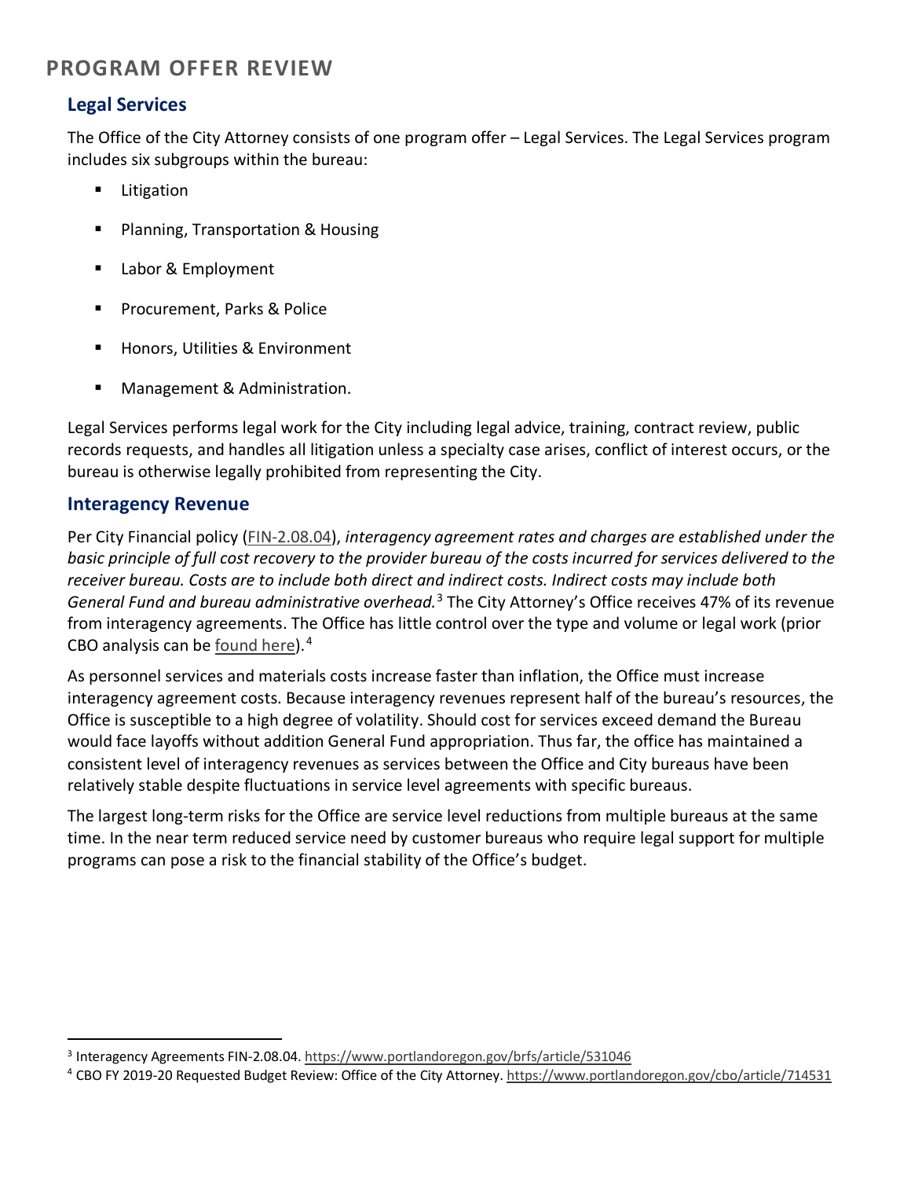# PROGRAM OFFER REVIEW

## Legal Services

The Office of the City Attorney consists of one program offer – Legal Services. The Legal Services program includes six subgroups within the bureau:

- Litigation
- Planning, Transportation & Housing
- Labor & Employment
- Procurement, Parks & Police
- Honors, Utilities & Environment
- Management & Administration.

Legal Services performs legal work for the City including legal advice, training, contract review, public records requests, and handles all litigation unless a specialty case arises, conflict of interest occurs, or the bureau is otherwise legally prohibited from representing the City.

## Interagency Revenue

Per City Financial policy (FIN-2.08.04), *interagency agreement rates and charges are established under the basic principle of full cost recovery to the provider bureau of the costs incurred for services delivered to the receiver bureau. Costs are to include both direct and indirect costs. Indirect costs may include both General Fund and bureau administrative overhead.*[3] The City Attorney's Office receives 47% of its revenue from interagency agreements. The Office has little control over the type and volume or legal work (prior CBO analysis can be found here).[4]

As personnel services and materials costs increase faster than inflation, the Office must increase interagency agreement costs. Because interagency revenues represent half of the bureau's resources, the Office is susceptible to a high degree of volatility. Should cost for services exceed demand the Bureau would face layoffs without addition General Fund appropriation. Thus far, the office has maintained a consistent level of interagency revenues as services between the Office and City bureaus have been relatively stable despite fluctuations in service level agreements with specific bureaus.

The largest long-term risks for the Office are service level reductions from multiple bureaus at the same time. In the near term reduced service need by customer bureaus who require legal support for multiple programs can pose a risk to the financial stability of the Office's budget.

---

[3] Interagency Agreements FIN-2.08.04. https://www.portlandoregon.gov/brfs/article/531046

[4] CBO FY 2019-20 Requested Budget Review: Office of the City Attorney. https://www.portlandoregon.gov/cbo/article/714531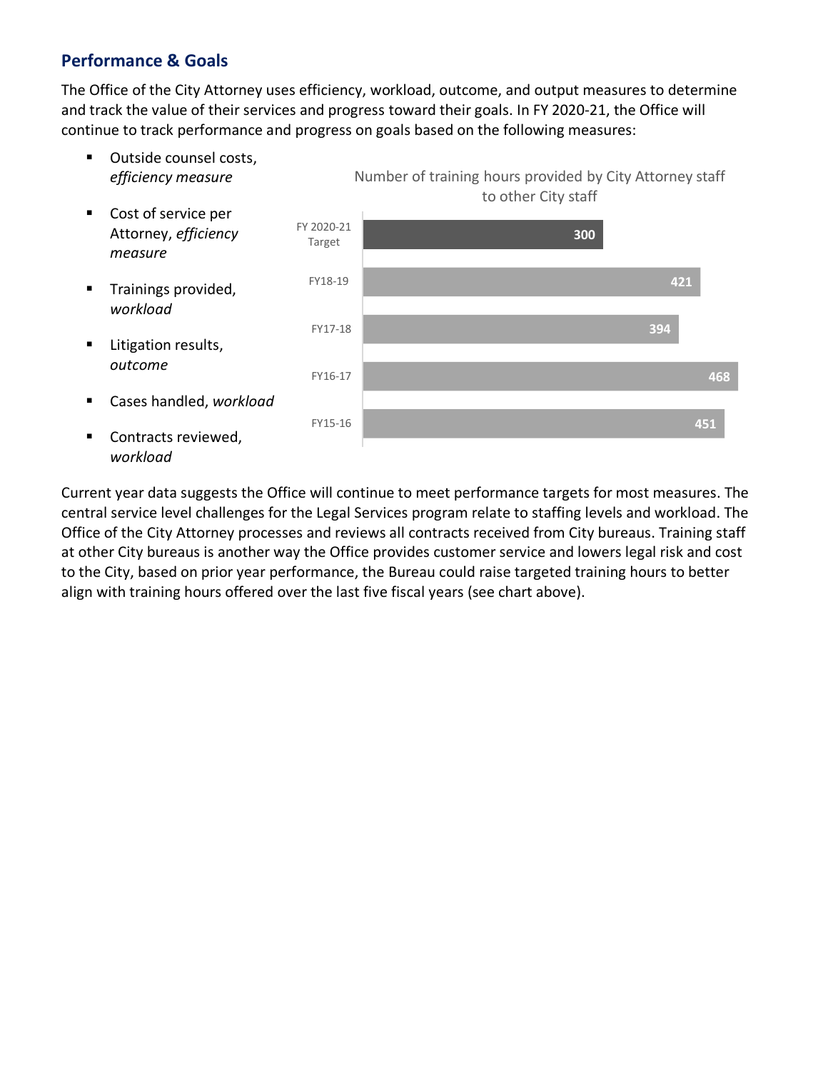## Performance & Goals

The Office of the City Attorney uses efficiency, workload, outcome, and output measures to determine and track the value of their services and progress toward their goals. In FY 2020-21, the Office will continue to track performance and progress on goals based on the following measures:

- Outside counsel costs, *efficiency measure*
- Cost of service per Attorney, *efficiency measure*
- Trainings provided, *workload*
- Litigation results, *outcome*
- Cases handled, *workload*
- Contracts reviewed, *workload*

Number of training hours provided by City Attorney staff to other City staff

| Fiscal Year | Training Hours |
| --- | --- |
| FY 2020-21 Target | 300 |
| FY18-19 | 421 |
| FY17-18 | 394 |
| FY16-17 | 468 |
| FY15-16 | 451 |

Current year data suggests the Office will continue to meet performance targets for most measures. The central service level challenges for the Legal Services program relate to staffing levels and workload. The Office of the City Attorney processes and reviews all contracts received from City bureaus. Training staff at other City bureaus is another way the Office provides customer service and lowers legal risk and cost to the City, based on prior year performance, the Bureau could raise targeted training hours to better align with training hours offered over the last five fiscal years (see chart above).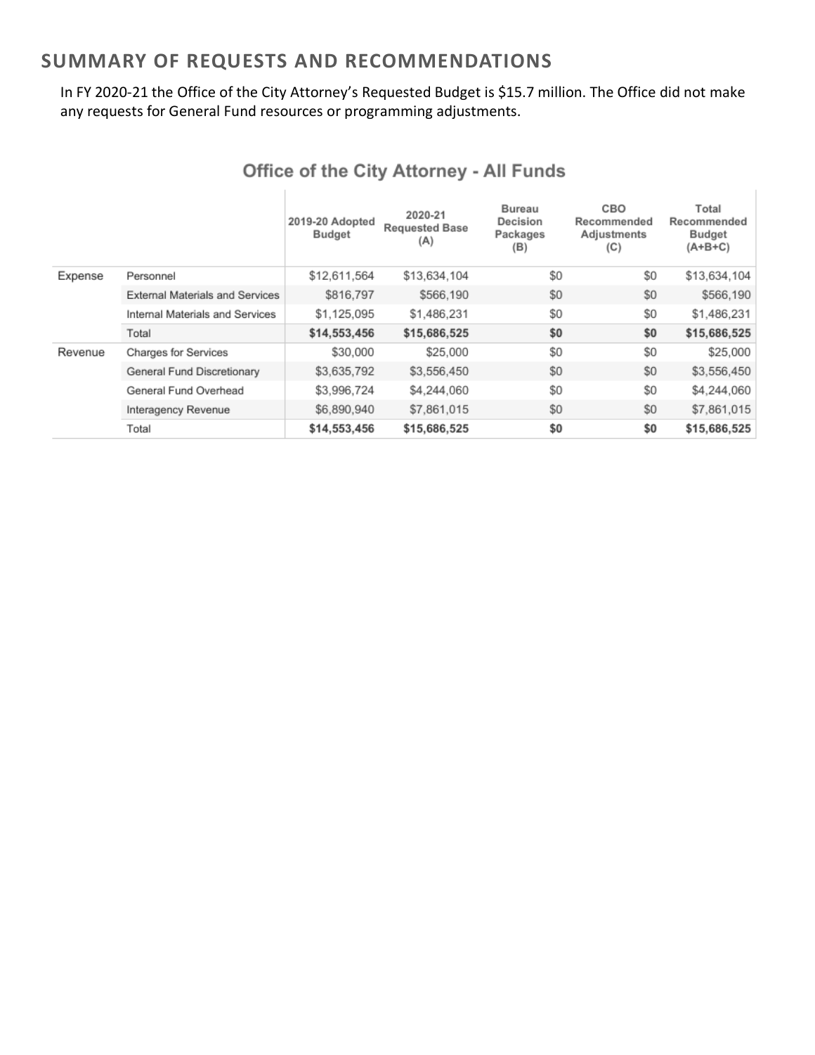## SUMMARY OF REQUESTS AND RECOMMENDATIONS

In FY 2020-21 the Office of the City Attorney's Requested Budget is $15.7 million. The Office did not make any requests for General Fund resources or programming adjustments.

### Office of the City Attorney - All Funds

| | | 2019-20 Adopted Budget | 2020-21 Requested Base (A) | Bureau Decision Packages (B) | CBO Recommended Adjustments (C) | Total Recommended Budget (A+B+C) |
|---|---|---|---|---|---|---|
| Expense | Personnel | $12,611,564 | $13,634,104 | $0 | $0 | $13,634,104 |
| | External Materials and Services | $816,797 | $566,190 | $0 | $0 | $566,190 |
| | Internal Materials and Services | $1,125,095 | $1,486,231 | $0 | $0 | $1,486,231 |
| | Total | **$14,553,456** | **$15,686,525** | **$0** | **$0** | **$15,686,525** |
| Revenue | Charges for Services | $30,000 | $25,000 | $0 | $0 | $25,000 |
| | General Fund Discretionary | $3,635,792 | $3,556,450 | $0 | $0 | $3,556,450 |
| | General Fund Overhead | $3,996,724 | $4,244,060 | $0 | $0 | $4,244,060 |
| | Interagency Revenue | $6,890,940 | $7,861,015 | $0 | $0 | $7,861,015 |
| | Total | **$14,553,456** | **$15,686,525** | **$0** | **$0** | **$15,686,525** |